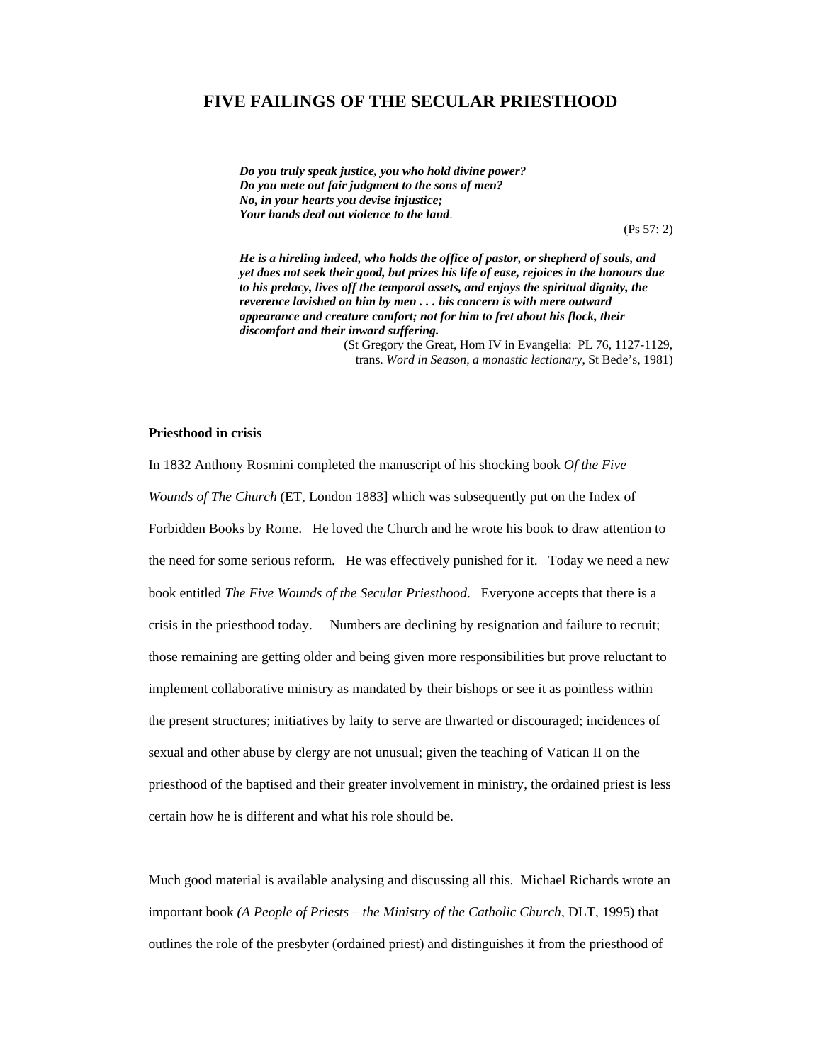# FIVE FAILINGS OF THE SECULAR PRIESTHOOD

> ***Do you truly speak justice, you who hold divine power?***
> ***Do you mete out fair judgment to the sons of men?***
> ***No, in your hearts you devise injustice;***
> ***Your hands deal out violence to the land.***
>
> (Ps 57: 2)

> ***He is a hireling indeed, who holds the office of pastor, or shepherd of souls, and yet does not seek their good, but prizes his life of ease, rejoices in the honours due to his prelacy, lives off the temporal assets, and enjoys the spiritual dignity, the reverence lavished on him by men . . . his concern is with mere outward appearance and creature comfort; not for him to fret about his flock, their discomfort and their inward suffering.***
>
> (St Gregory the Great, Hom IV in Evangelia: PL 76, 1127-1129, trans. *Word in Season, a monastic lectionary*, St Bede's, 1981)

**Priesthood in crisis**

In 1832 Anthony Rosmini completed the manuscript of his shocking book *Of the Five Wounds of The Church* (ET, London 1883] which was subsequently put on the Index of Forbidden Books by Rome. He loved the Church and he wrote his book to draw attention to the need for some serious reform. He was effectively punished for it. Today we need a new book entitled *The Five Wounds of the Secular Priesthood*. Everyone accepts that there is a crisis in the priesthood today. Numbers are declining by resignation and failure to recruit; those remaining are getting older and being given more responsibilities but prove reluctant to implement collaborative ministry as mandated by their bishops or see it as pointless within the present structures; initiatives by laity to serve are thwarted or discouraged; incidences of sexual and other abuse by clergy are not unusual; given the teaching of Vatican II on the priesthood of the baptised and their greater involvement in ministry, the ordained priest is less certain how he is different and what his role should be.

Much good material is available analysing and discussing all this. Michael Richards wrote an important book *(A People of Priests – the Ministry of the Catholic Church*, DLT, 1995) that outlines the role of the presbyter (ordained priest) and distinguishes it from the priesthood of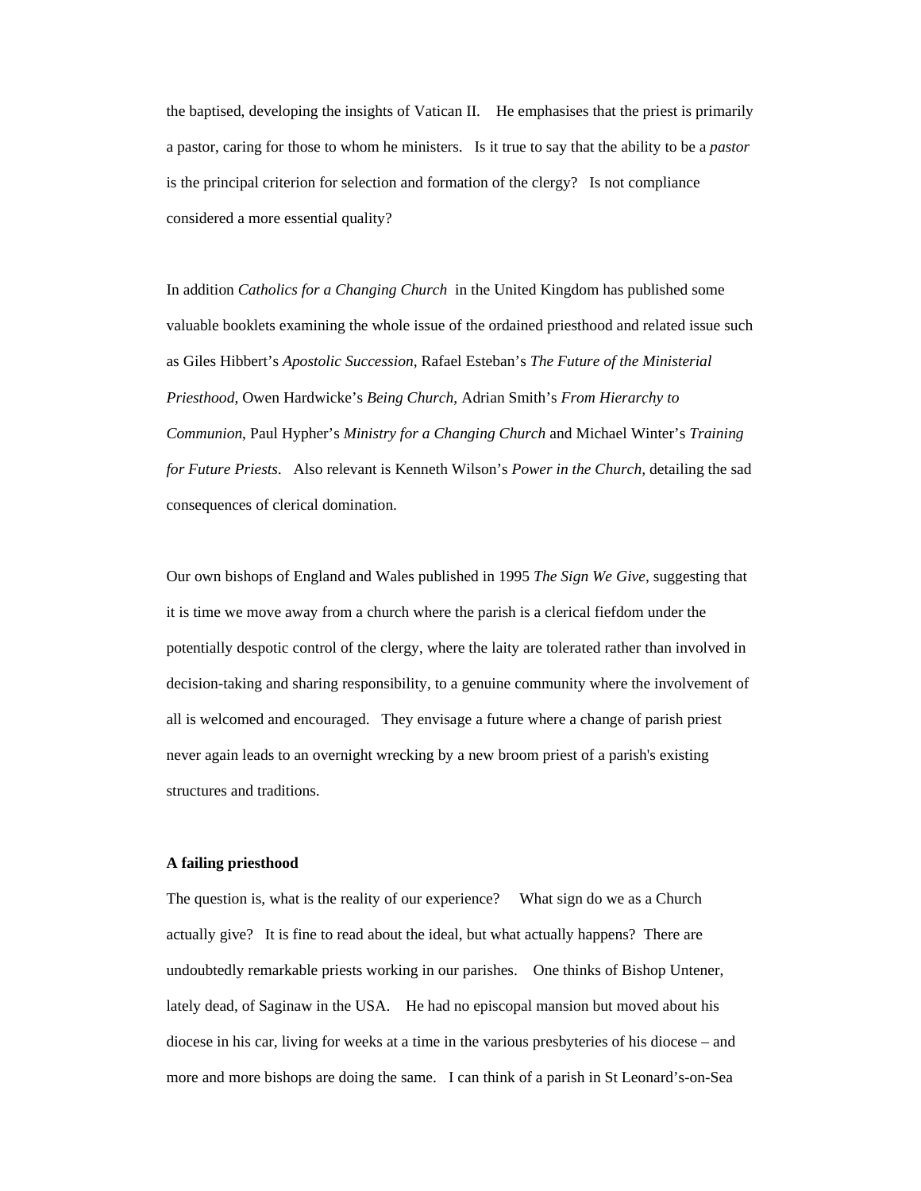the baptised, developing the insights of Vatican II. He emphasises that the priest is primarily a pastor, caring for those to whom he ministers. Is it true to say that the ability to be a *pastor* is the principal criterion for selection and formation of the clergy? Is not compliance considered a more essential quality?

In addition *Catholics for a Changing Church* in the United Kingdom has published some valuable booklets examining the whole issue of the ordained priesthood and related issue such as Giles Hibbert's *Apostolic Succession*, Rafael Esteban's *The Future of the Ministerial Priesthood*, Owen Hardwicke's *Being Church*, Adrian Smith's *From Hierarchy to Communion*, Paul Hypher's *Ministry for a Changing Church* and Michael Winter's *Training for Future Priests*. Also relevant is Kenneth Wilson's *Power in the Church,* detailing the sad consequences of clerical domination.

Our own bishops of England and Wales published in 1995 *The Sign We Give*, suggesting that it is time we move away from a church where the parish is a clerical fiefdom under the potentially despotic control of the clergy, where the laity are tolerated rather than involved in decision-taking and sharing responsibility, to a genuine community where the involvement of all is welcomed and encouraged. They envisage a future where a change of parish priest never again leads to an overnight wrecking by a new broom priest of a parish's existing structures and traditions.

**A failing priesthood**

The question is, what is the reality of our experience? What sign do we as a Church actually give? It is fine to read about the ideal, but what actually happens? There are undoubtedly remarkable priests working in our parishes. One thinks of Bishop Untener, lately dead, of Saginaw in the USA. He had no episcopal mansion but moved about his diocese in his car, living for weeks at a time in the various presbyteries of his diocese – and more and more bishops are doing the same. I can think of a parish in St Leonard's-on-Sea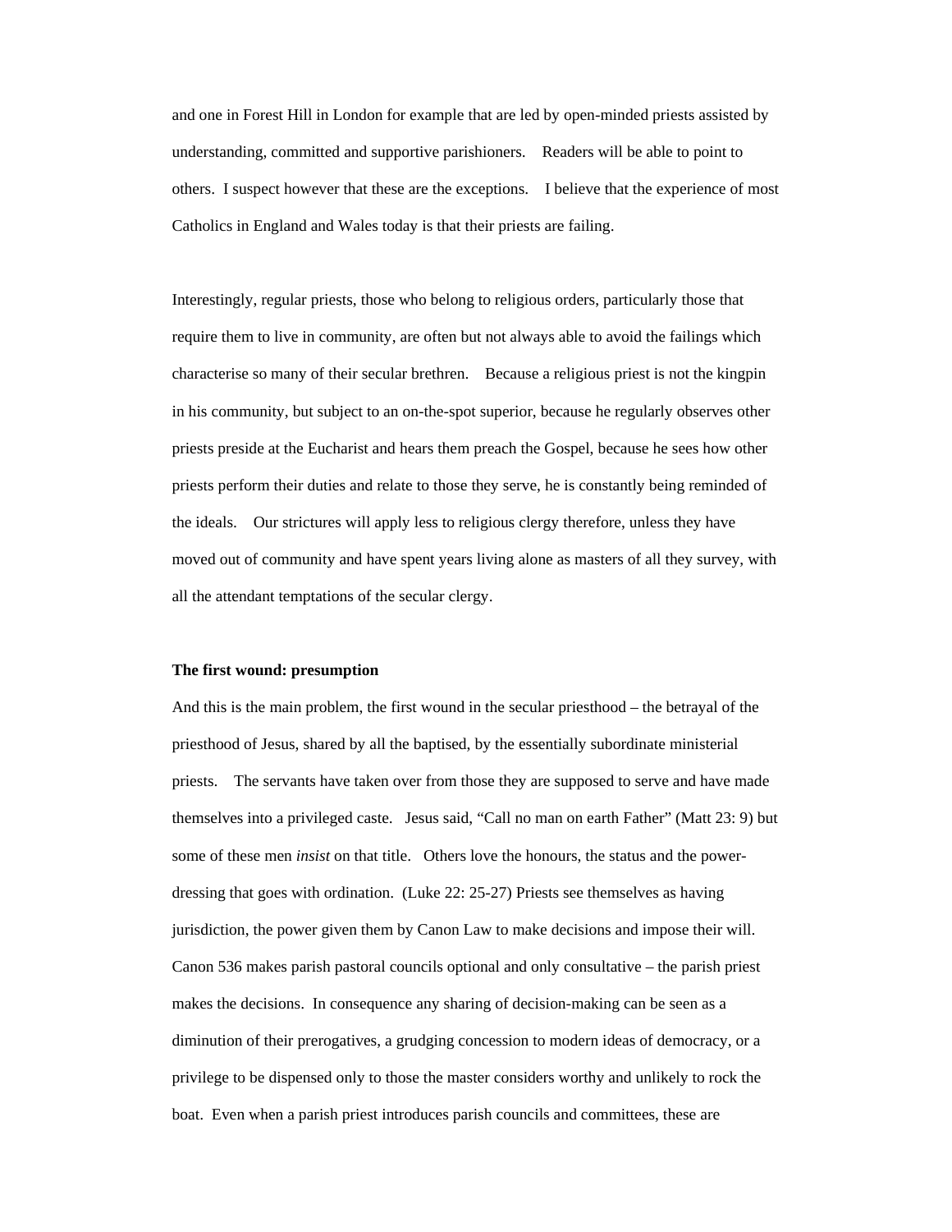and one in Forest Hill in London for example that are led by open-minded priests assisted by understanding, committed and supportive parishioners. Readers will be able to point to others. I suspect however that these are the exceptions. I believe that the experience of most Catholics in England and Wales today is that their priests are failing.

Interestingly, regular priests, those who belong to religious orders, particularly those that require them to live in community, are often but not always able to avoid the failings which characterise so many of their secular brethren. Because a religious priest is not the kingpin in his community, but subject to an on-the-spot superior, because he regularly observes other priests preside at the Eucharist and hears them preach the Gospel, because he sees how other priests perform their duties and relate to those they serve, he is constantly being reminded of the ideals. Our strictures will apply less to religious clergy therefore, unless they have moved out of community and have spent years living alone as masters of all they survey, with all the attendant temptations of the secular clergy.

**The first wound: presumption**

And this is the main problem, the first wound in the secular priesthood – the betrayal of the priesthood of Jesus, shared by all the baptised, by the essentially subordinate ministerial priests. The servants have taken over from those they are supposed to serve and have made themselves into a privileged caste. Jesus said, "Call no man on earth Father" (Matt 23: 9) but some of these men *insist* on that title. Others love the honours, the status and the power-dressing that goes with ordination. (Luke 22: 25-27) Priests see themselves as having jurisdiction, the power given them by Canon Law to make decisions and impose their will. Canon 536 makes parish pastoral councils optional and only consultative – the parish priest makes the decisions. In consequence any sharing of decision-making can be seen as a diminution of their prerogatives, a grudging concession to modern ideas of democracy, or a privilege to be dispensed only to those the master considers worthy and unlikely to rock the boat. Even when a parish priest introduces parish councils and committees, these are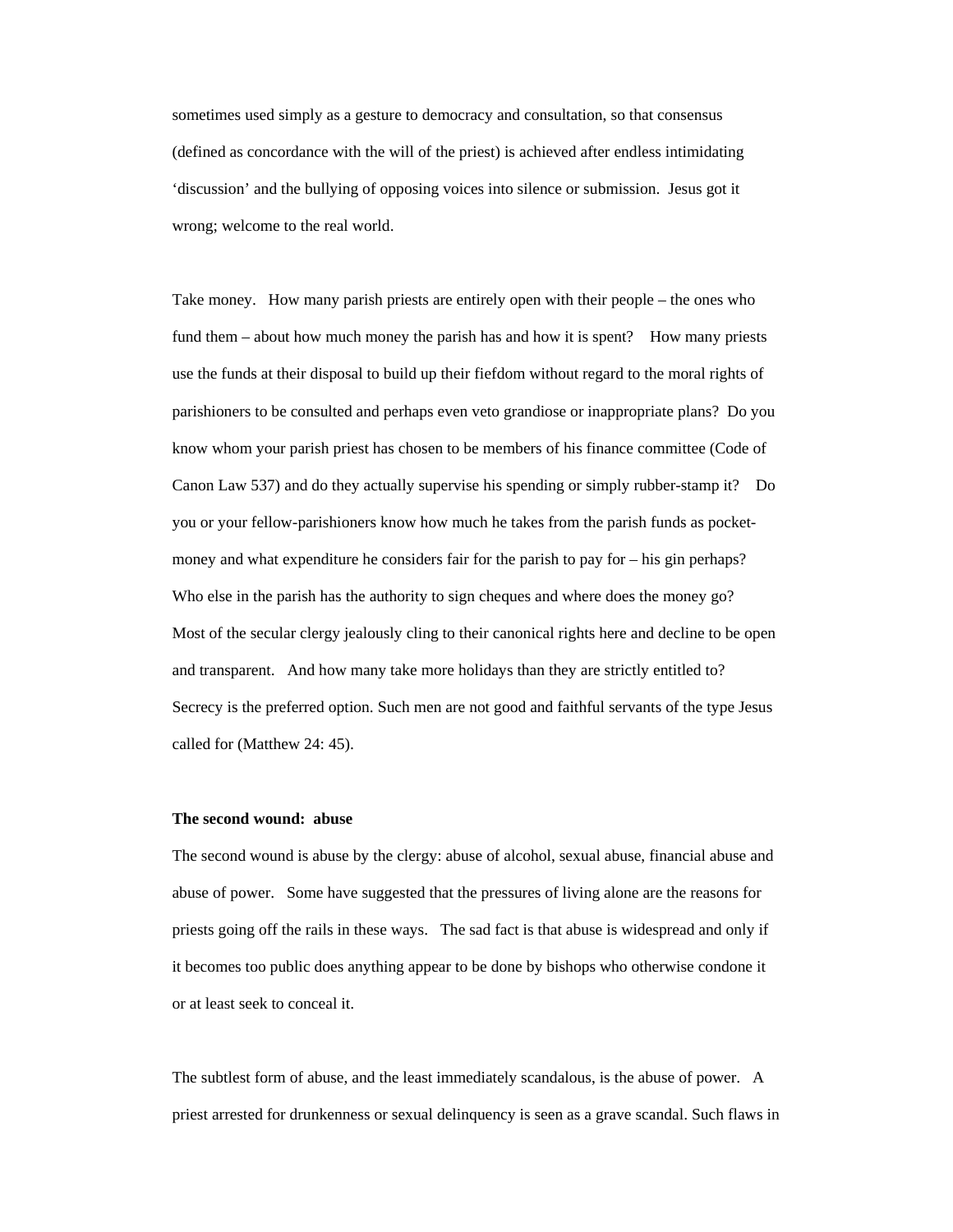sometimes used simply as a gesture to democracy and consultation, so that consensus (defined as concordance with the will of the priest) is achieved after endless intimidating 'discussion' and the bullying of opposing voices into silence or submission. Jesus got it wrong; welcome to the real world.

Take money. How many parish priests are entirely open with their people – the ones who fund them – about how much money the parish has and how it is spent? How many priests use the funds at their disposal to build up their fiefdom without regard to the moral rights of parishioners to be consulted and perhaps even veto grandiose or inappropriate plans? Do you know whom your parish priest has chosen to be members of his finance committee (Code of Canon Law 537) and do they actually supervise his spending or simply rubber-stamp it? Do you or your fellow-parishioners know how much he takes from the parish funds as pocket-money and what expenditure he considers fair for the parish to pay for – his gin perhaps? Who else in the parish has the authority to sign cheques and where does the money go? Most of the secular clergy jealously cling to their canonical rights here and decline to be open and transparent. And how many take more holidays than they are strictly entitled to? Secrecy is the preferred option. Such men are not good and faithful servants of the type Jesus called for (Matthew 24: 45).

**The second wound: abuse**

The second wound is abuse by the clergy: abuse of alcohol, sexual abuse, financial abuse and abuse of power. Some have suggested that the pressures of living alone are the reasons for priests going off the rails in these ways. The sad fact is that abuse is widespread and only if it becomes too public does anything appear to be done by bishops who otherwise condone it or at least seek to conceal it.

The subtlest form of abuse, and the least immediately scandalous, is the abuse of power. A priest arrested for drunkenness or sexual delinquency is seen as a grave scandal. Such flaws in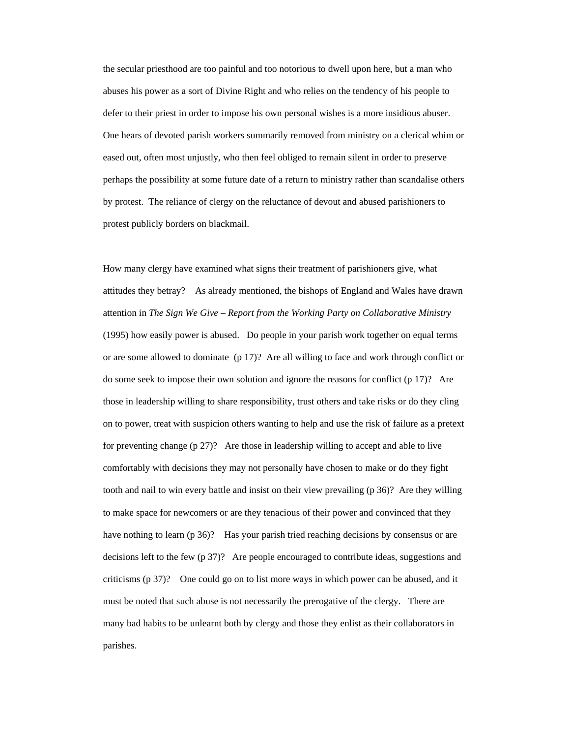the secular priesthood are too painful and too notorious to dwell upon here, but a man who abuses his power as a sort of Divine Right and who relies on the tendency of his people to defer to their priest in order to impose his own personal wishes is a more insidious abuser. One hears of devoted parish workers summarily removed from ministry on a clerical whim or eased out, often most unjustly, who then feel obliged to remain silent in order to preserve perhaps the possibility at some future date of a return to ministry rather than scandalise others by protest. The reliance of clergy on the reluctance of devout and abused parishioners to protest publicly borders on blackmail.

How many clergy have examined what signs their treatment of parishioners give, what attitudes they betray? As already mentioned, the bishops of England and Wales have drawn attention in *The Sign We Give – Report from the Working Party on Collaborative Ministry* (1995) how easily power is abused. Do people in your parish work together on equal terms or are some allowed to dominate (p 17)? Are all willing to face and work through conflict or do some seek to impose their own solution and ignore the reasons for conflict (p 17)? Are those in leadership willing to share responsibility, trust others and take risks or do they cling on to power, treat with suspicion others wanting to help and use the risk of failure as a pretext for preventing change (p 27)? Are those in leadership willing to accept and able to live comfortably with decisions they may not personally have chosen to make or do they fight tooth and nail to win every battle and insist on their view prevailing (p 36)? Are they willing to make space for newcomers or are they tenacious of their power and convinced that they have nothing to learn (p 36)? Has your parish tried reaching decisions by consensus or are decisions left to the few (p 37)? Are people encouraged to contribute ideas, suggestions and criticisms (p 37)? One could go on to list more ways in which power can be abused, and it must be noted that such abuse is not necessarily the prerogative of the clergy. There are many bad habits to be unlearnt both by clergy and those they enlist as their collaborators in parishes.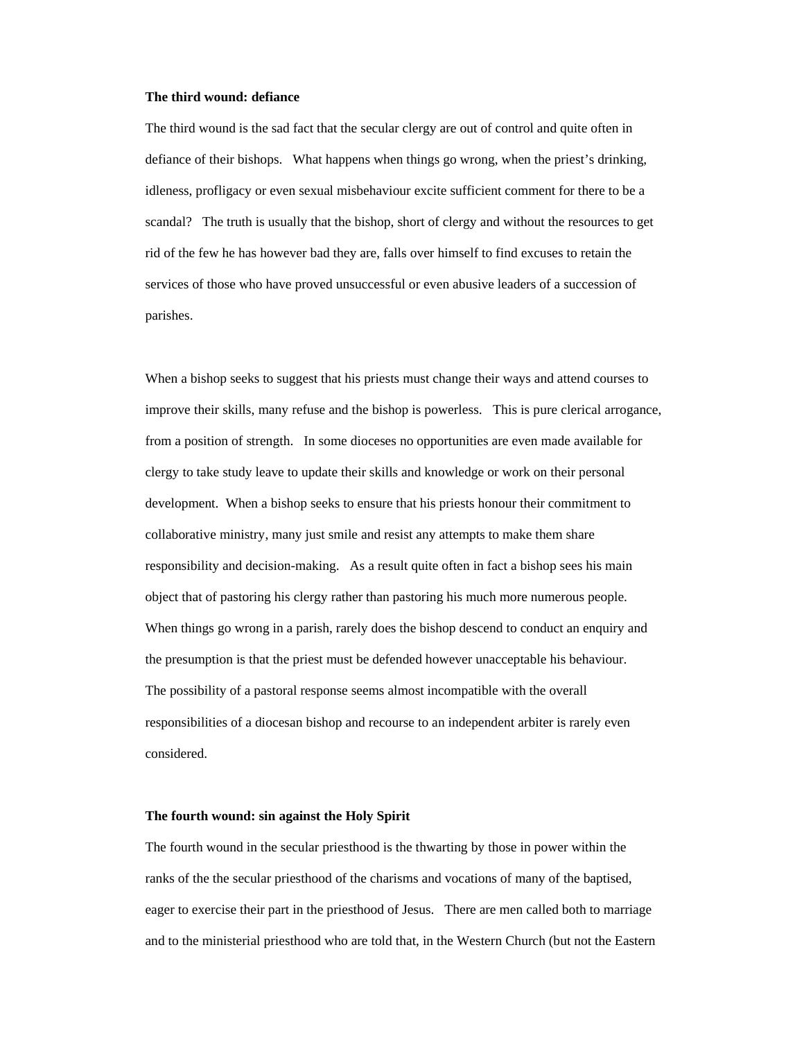**The third wound: defiance**

The third wound is the sad fact that the secular clergy are out of control and quite often in defiance of their bishops. What happens when things go wrong, when the priest's drinking, idleness, profligacy or even sexual misbehaviour excite sufficient comment for there to be a scandal? The truth is usually that the bishop, short of clergy and without the resources to get rid of the few he has however bad they are, falls over himself to find excuses to retain the services of those who have proved unsuccessful or even abusive leaders of a succession of parishes.

When a bishop seeks to suggest that his priests must change their ways and attend courses to improve their skills, many refuse and the bishop is powerless. This is pure clerical arrogance, from a position of strength. In some dioceses no opportunities are even made available for clergy to take study leave to update their skills and knowledge or work on their personal development. When a bishop seeks to ensure that his priests honour their commitment to collaborative ministry, many just smile and resist any attempts to make them share responsibility and decision-making. As a result quite often in fact a bishop sees his main object that of pastoring his clergy rather than pastoring his much more numerous people. When things go wrong in a parish, rarely does the bishop descend to conduct an enquiry and the presumption is that the priest must be defended however unacceptable his behaviour. The possibility of a pastoral response seems almost incompatible with the overall responsibilities of a diocesan bishop and recourse to an independent arbiter is rarely even considered.

**The fourth wound: sin against the Holy Spirit**

The fourth wound in the secular priesthood is the thwarting by those in power within the ranks of the the secular priesthood of the charisms and vocations of many of the baptised, eager to exercise their part in the priesthood of Jesus. There are men called both to marriage and to the ministerial priesthood who are told that, in the Western Church (but not the Eastern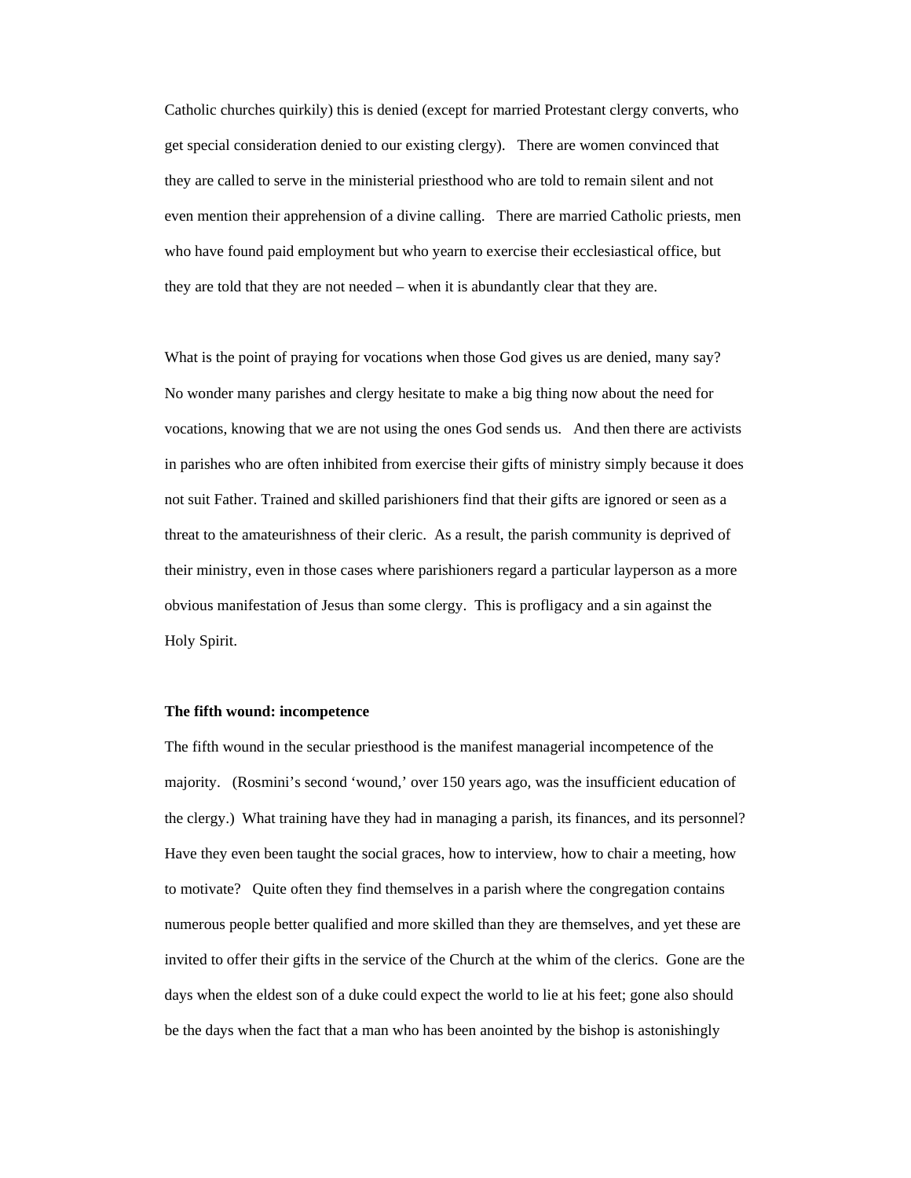Catholic churches quirkily) this is denied (except for married Protestant clergy converts, who get special consideration denied to our existing clergy). There are women convinced that they are called to serve in the ministerial priesthood who are told to remain silent and not even mention their apprehension of a divine calling. There are married Catholic priests, men who have found paid employment but who yearn to exercise their ecclesiastical office, but they are told that they are not needed – when it is abundantly clear that they are.

What is the point of praying for vocations when those God gives us are denied, many say? No wonder many parishes and clergy hesitate to make a big thing now about the need for vocations, knowing that we are not using the ones God sends us. And then there are activists in parishes who are often inhibited from exercise their gifts of ministry simply because it does not suit Father. Trained and skilled parishioners find that their gifts are ignored or seen as a threat to the amateurishness of their cleric. As a result, the parish community is deprived of their ministry, even in those cases where parishioners regard a particular layperson as a more obvious manifestation of Jesus than some clergy. This is profligacy and a sin against the Holy Spirit.

**The fifth wound: incompetence**

The fifth wound in the secular priesthood is the manifest managerial incompetence of the majority. (Rosmini's second 'wound,' over 150 years ago, was the insufficient education of the clergy.) What training have they had in managing a parish, its finances, and its personnel? Have they even been taught the social graces, how to interview, how to chair a meeting, how to motivate? Quite often they find themselves in a parish where the congregation contains numerous people better qualified and more skilled than they are themselves, and yet these are invited to offer their gifts in the service of the Church at the whim of the clerics. Gone are the days when the eldest son of a duke could expect the world to lie at his feet; gone also should be the days when the fact that a man who has been anointed by the bishop is astonishingly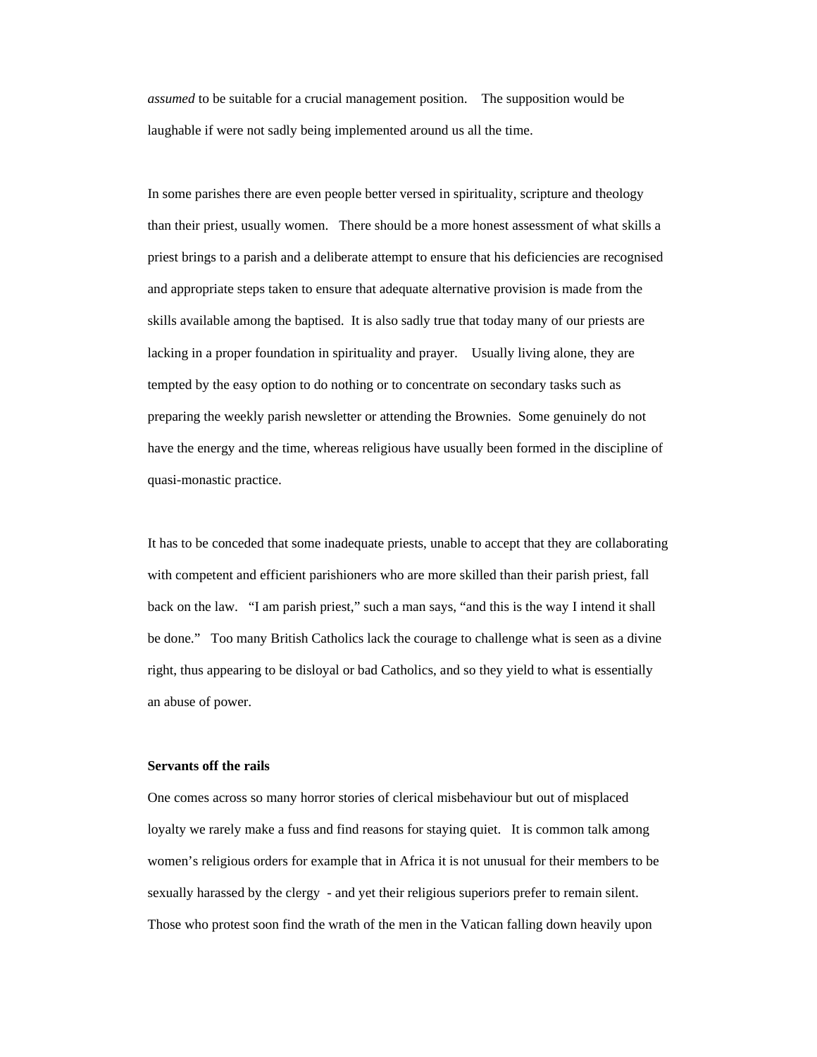*assumed* to be suitable for a crucial management position. The supposition would be laughable if were not sadly being implemented around us all the time.

In some parishes there are even people better versed in spirituality, scripture and theology than their priest, usually women. There should be a more honest assessment of what skills a priest brings to a parish and a deliberate attempt to ensure that his deficiencies are recognised and appropriate steps taken to ensure that adequate alternative provision is made from the skills available among the baptised. It is also sadly true that today many of our priests are lacking in a proper foundation in spirituality and prayer. Usually living alone, they are tempted by the easy option to do nothing or to concentrate on secondary tasks such as preparing the weekly parish newsletter or attending the Brownies. Some genuinely do not have the energy and the time, whereas religious have usually been formed in the discipline of quasi-monastic practice.

It has to be conceded that some inadequate priests, unable to accept that they are collaborating with competent and efficient parishioners who are more skilled than their parish priest, fall back on the law. "I am parish priest," such a man says, "and this is the way I intend it shall be done." Too many British Catholics lack the courage to challenge what is seen as a divine right, thus appearing to be disloyal or bad Catholics, and so they yield to what is essentially an abuse of power.

**Servants off the rails**

One comes across so many horror stories of clerical misbehaviour but out of misplaced loyalty we rarely make a fuss and find reasons for staying quiet. It is common talk among women's religious orders for example that in Africa it is not unusual for their members to be sexually harassed by the clergy - and yet their religious superiors prefer to remain silent. Those who protest soon find the wrath of the men in the Vatican falling down heavily upon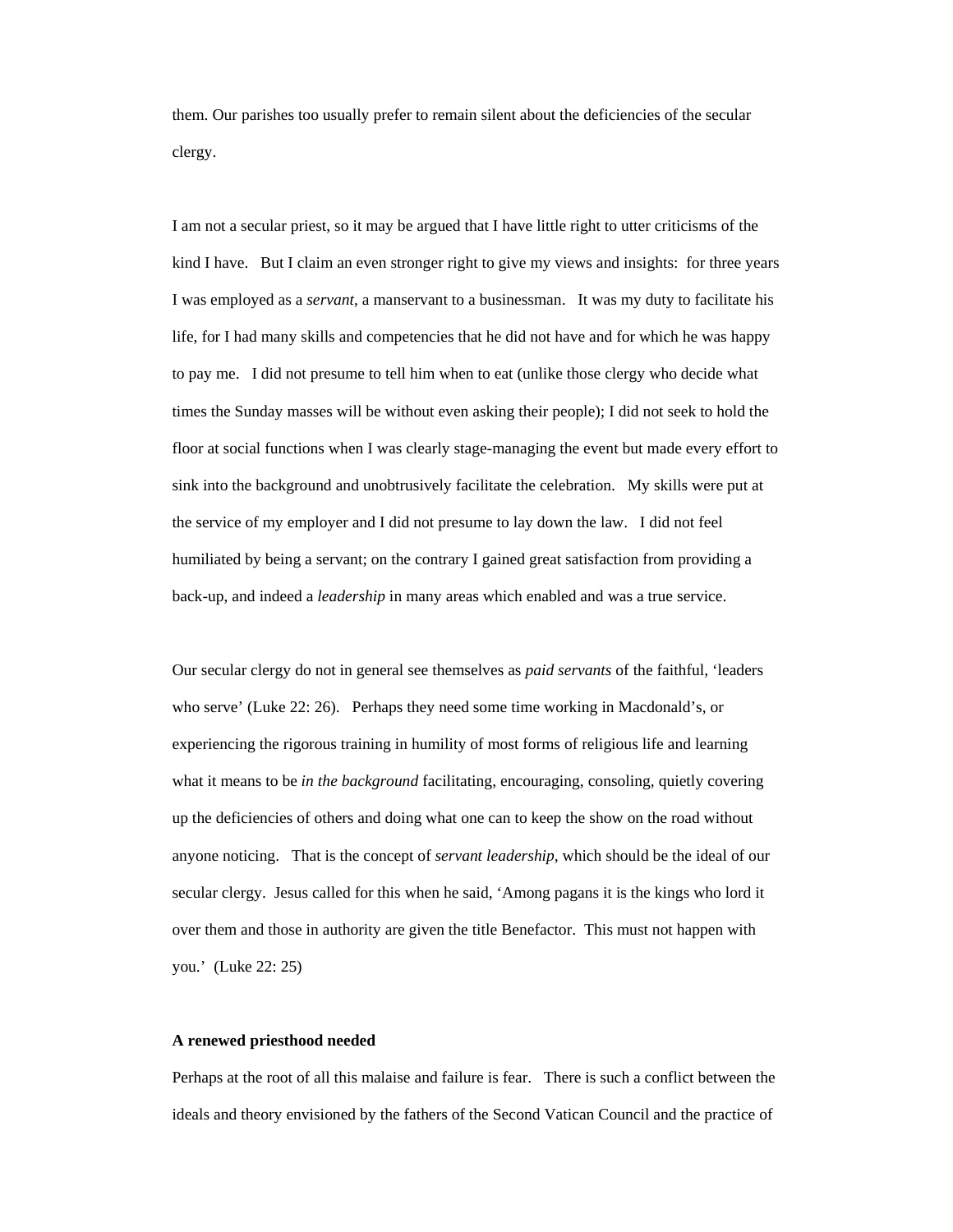them. Our parishes too usually prefer to remain silent about the deficiencies of the secular clergy.

I am not a secular priest, so it may be argued that I have little right to utter criticisms of the kind I have. But I claim an even stronger right to give my views and insights: for three years I was employed as a *servant*, a manservant to a businessman. It was my duty to facilitate his life, for I had many skills and competencies that he did not have and for which he was happy to pay me. I did not presume to tell him when to eat (unlike those clergy who decide what times the Sunday masses will be without even asking their people); I did not seek to hold the floor at social functions when I was clearly stage-managing the event but made every effort to sink into the background and unobtrusively facilitate the celebration. My skills were put at the service of my employer and I did not presume to lay down the law. I did not feel humiliated by being a servant; on the contrary I gained great satisfaction from providing a back-up, and indeed a *leadership* in many areas which enabled and was a true service.

Our secular clergy do not in general see themselves as *paid servants* of the faithful, 'leaders who serve' (Luke 22: 26). Perhaps they need some time working in Macdonald's, or experiencing the rigorous training in humility of most forms of religious life and learning what it means to be *in the background* facilitating, encouraging, consoling, quietly covering up the deficiencies of others and doing what one can to keep the show on the road without anyone noticing. That is the concept of *servant leadership*, which should be the ideal of our secular clergy. Jesus called for this when he said, 'Among pagans it is the kings who lord it over them and those in authority are given the title Benefactor. This must not happen with you.' (Luke 22: 25)

**A renewed priesthood needed**

Perhaps at the root of all this malaise and failure is fear. There is such a conflict between the ideals and theory envisioned by the fathers of the Second Vatican Council and the practice of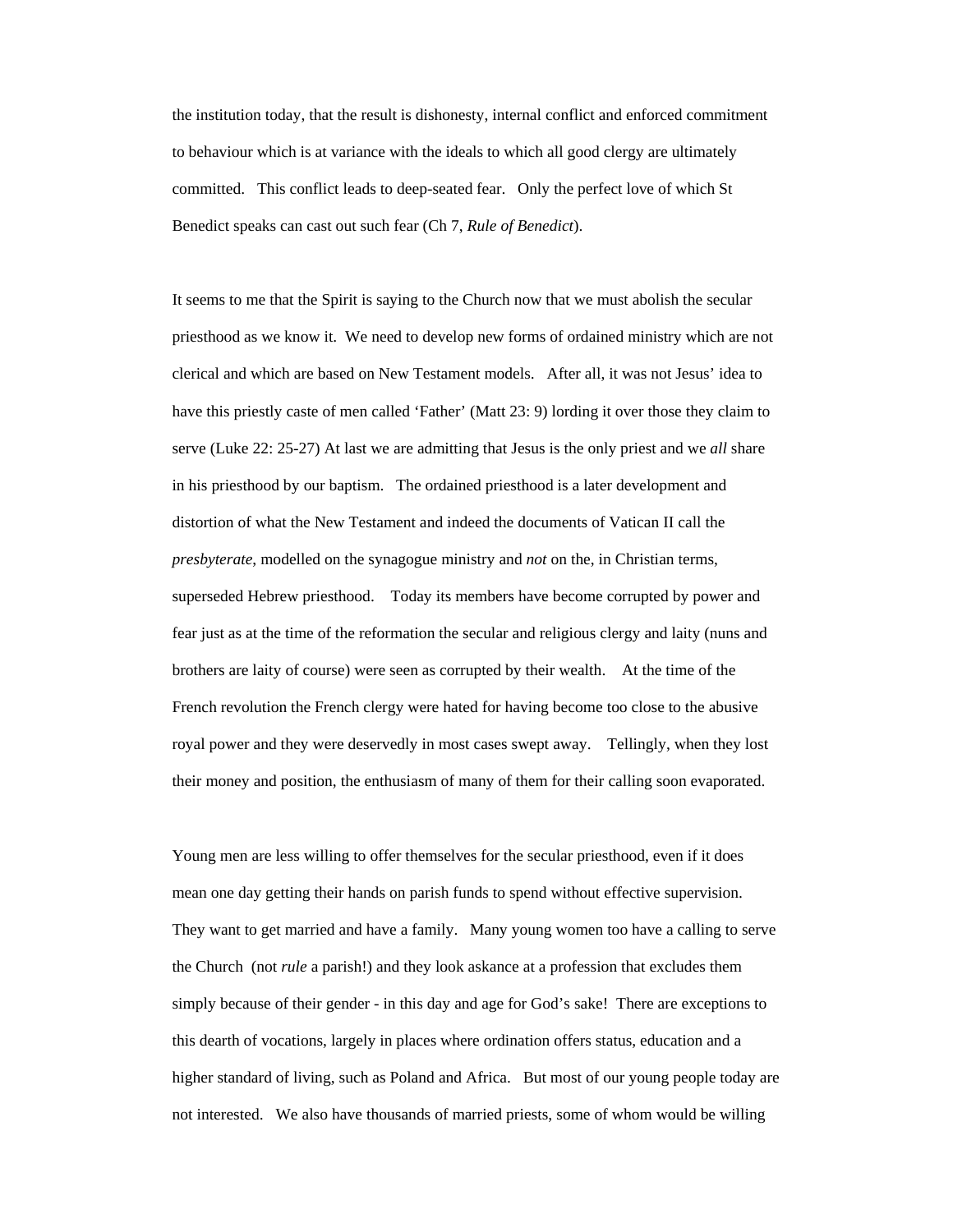the institution today, that the result is dishonesty, internal conflict and enforced commitment to behaviour which is at variance with the ideals to which all good clergy are ultimately committed. This conflict leads to deep-seated fear. Only the perfect love of which St Benedict speaks can cast out such fear (Ch 7, *Rule of Benedict*).

It seems to me that the Spirit is saying to the Church now that we must abolish the secular priesthood as we know it. We need to develop new forms of ordained ministry which are not clerical and which are based on New Testament models. After all, it was not Jesus' idea to have this priestly caste of men called 'Father' (Matt 23: 9) lording it over those they claim to serve (Luke 22: 25-27) At last we are admitting that Jesus is the only priest and we *all* share in his priesthood by our baptism. The ordained priesthood is a later development and distortion of what the New Testament and indeed the documents of Vatican II call the *presbyterate*, modelled on the synagogue ministry and *not* on the, in Christian terms, superseded Hebrew priesthood. Today its members have become corrupted by power and fear just as at the time of the reformation the secular and religious clergy and laity (nuns and brothers are laity of course) were seen as corrupted by their wealth. At the time of the French revolution the French clergy were hated for having become too close to the abusive royal power and they were deservedly in most cases swept away. Tellingly, when they lost their money and position, the enthusiasm of many of them for their calling soon evaporated.

Young men are less willing to offer themselves for the secular priesthood, even if it does mean one day getting their hands on parish funds to spend without effective supervision. They want to get married and have a family. Many young women too have a calling to serve the Church (not *rule* a parish!) and they look askance at a profession that excludes them simply because of their gender - in this day and age for God's sake! There are exceptions to this dearth of vocations, largely in places where ordination offers status, education and a higher standard of living, such as Poland and Africa. But most of our young people today are not interested. We also have thousands of married priests, some of whom would be willing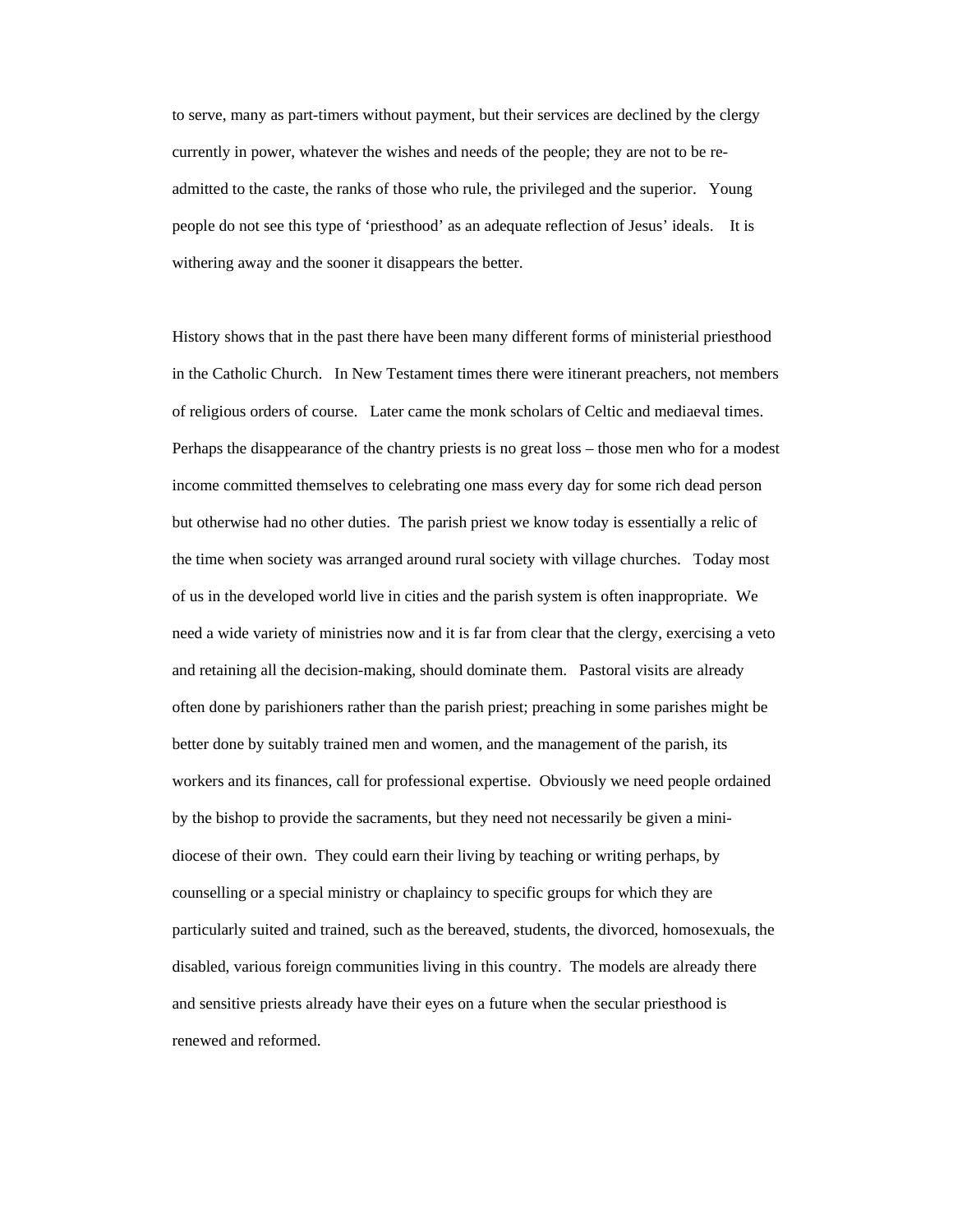to serve, many as part-timers without payment, but their services are declined by the clergy currently in power, whatever the wishes and needs of the people; they are not to be re-admitted to the caste, the ranks of those who rule, the privileged and the superior. Young people do not see this type of 'priesthood' as an adequate reflection of Jesus' ideals. It is withering away and the sooner it disappears the better.

History shows that in the past there have been many different forms of ministerial priesthood in the Catholic Church. In New Testament times there were itinerant preachers, not members of religious orders of course. Later came the monk scholars of Celtic and mediaeval times. Perhaps the disappearance of the chantry priests is no great loss – those men who for a modest income committed themselves to celebrating one mass every day for some rich dead person but otherwise had no other duties. The parish priest we know today is essentially a relic of the time when society was arranged around rural society with village churches. Today most of us in the developed world live in cities and the parish system is often inappropriate. We need a wide variety of ministries now and it is far from clear that the clergy, exercising a veto and retaining all the decision-making, should dominate them. Pastoral visits are already often done by parishioners rather than the parish priest; preaching in some parishes might be better done by suitably trained men and women, and the management of the parish, its workers and its finances, call for professional expertise. Obviously we need people ordained by the bishop to provide the sacraments, but they need not necessarily be given a mini-diocese of their own. They could earn their living by teaching or writing perhaps, by counselling or a special ministry or chaplaincy to specific groups for which they are particularly suited and trained, such as the bereaved, students, the divorced, homosexuals, the disabled, various foreign communities living in this country. The models are already there and sensitive priests already have their eyes on a future when the secular priesthood is renewed and reformed.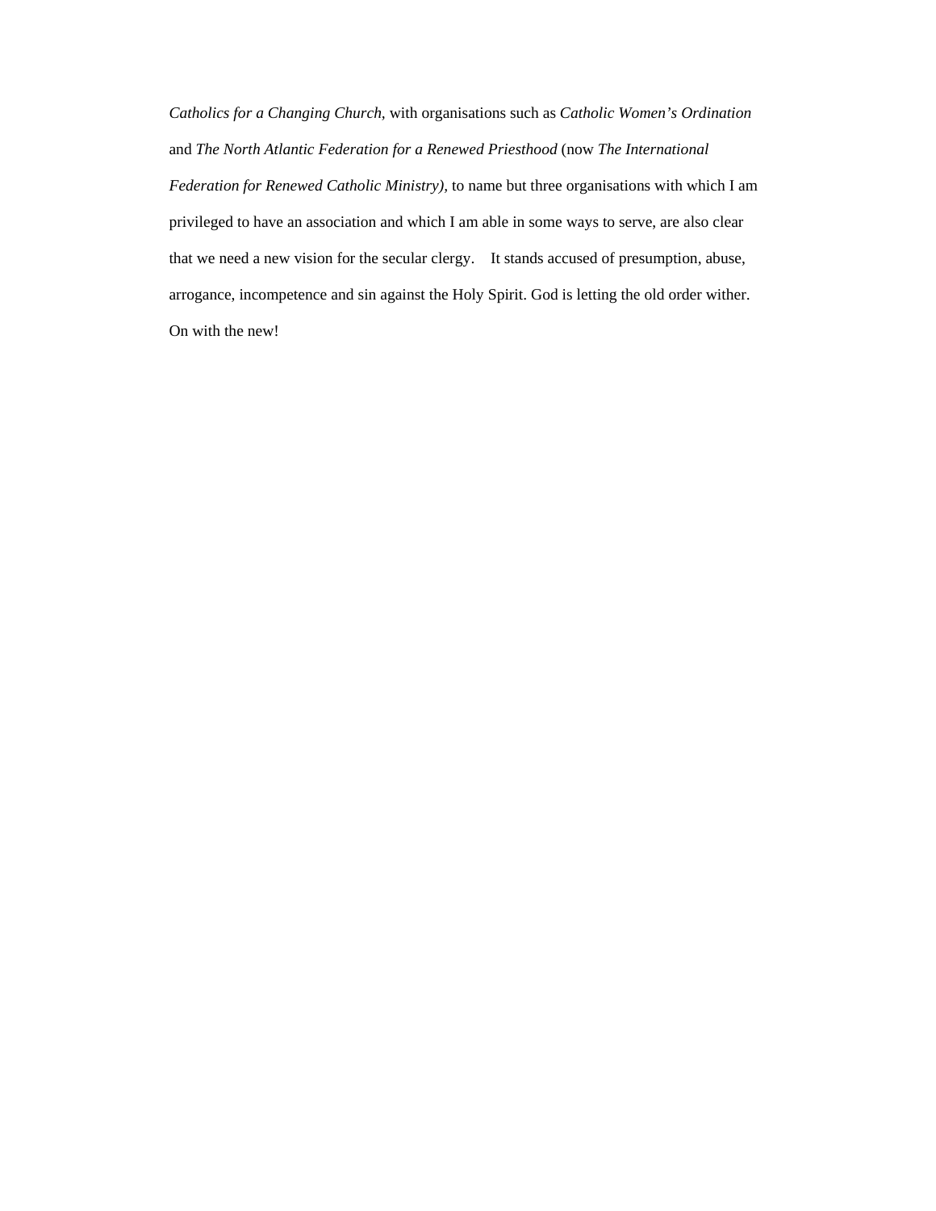*Catholics for a Changing Church*, with organisations such as *Catholic Women's Ordination* and *The North Atlantic Federation for a Renewed Priesthood* (now *The International Federation for Renewed Catholic Ministry),* to name but three organisations with which I am privileged to have an association and which I am able in some ways to serve, are also clear that we need a new vision for the secular clergy. It stands accused of presumption, abuse, arrogance, incompetence and sin against the Holy Spirit. God is letting the old order wither. On with the new!